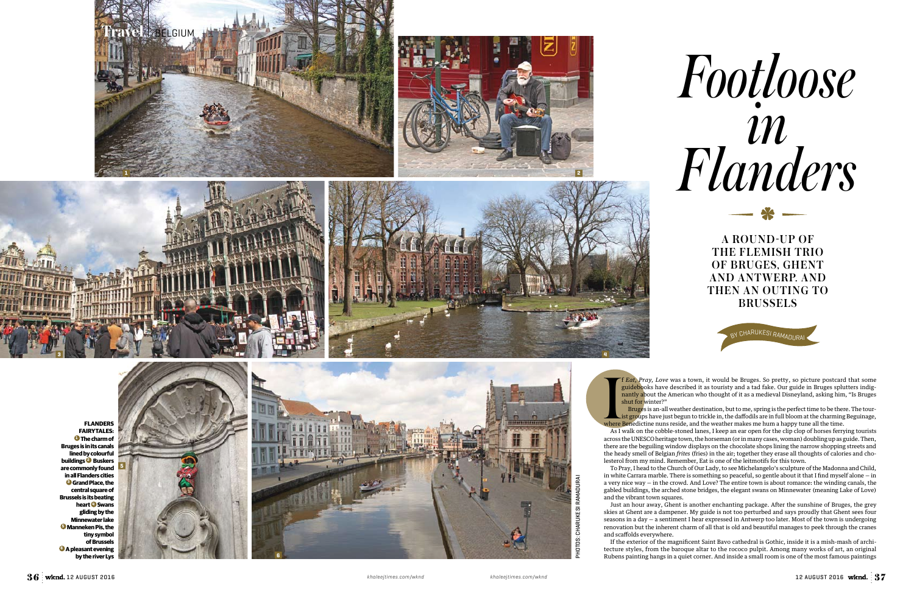# Footloose in Flanders

## A ROUND-UP OF THE FLEMISH TRIO OF BRUGES, GHENT AND ANTWERP, AND THEN AN OUTING TO BRUSSELS

BY CHARUKESI RAMADURAI

**FLANDERS FAIRYTALES:** 1 The charm of Bruges is in its canals lined by colourful buildings 2 Buskers are commonly found in all Flanders cities 3 Grand Place, the central square of Brussels is its beating heart 4 Swans gliding by the Minnewater lake 5 Manneken Pis, the tiny symbol of Brussels 6 A pleasant evening by the river Lys

PHOTOS: CHARUKESI RAMADURAI

If *Eat, Pray, Love* was a town, it would be Bruges. So pretty, so picture postcard that some guidebooks have described it as touristy and a tad fake. Our guide in Bruges splutters indignantly about the American who thought of it as a medieval Disneyland, asking him, "Is Bruges shut for winter?"

Bruges is an all-weather destination, but to me, spring is the perfect time to be there. The tourist groups have just begun to trickle in, the daffodils are in full bloom at the charming Beguinage, where Benedictine nuns reside, and the weather makes me hum a happy tune all the time.

As I walk on the cobble-stoned lanes, I keep an ear open for the clip clop of horses ferrying tourists across the UNESCO heritage town, the horseman (or in many cases, woman) doubling up as guide. Then, there are the beguiling window displays on the chocolate shops lining the narrow shopping streets and the heady smell of Belgian *frites* (fries) in the air; together they erase all thoughts of calories and cholesterol from my mind. Remember, Eat is one of the leitmotifs for this town.

To Pray, I head to the Church of Our Lady, to see Michelangelo's sculpture of the Madonna and Child, in white Carrara marble. There is something so peaceful, so gentle about it that I find myself alone — in a very nice way — in the crowd. And Love? The entire town is about romance: the winding canals, the gabled buildings, the arched stone bridges, the elegant swans on Minnewater (meaning Lake of Love) and the vibrant town squares.

Just an hour away, Ghent is another enchanting package. After the sunshine of Bruges, the grey skies at Ghent are a dampener. My guide is not too perturbed and says proudly that Ghent sees four seasons in a day — a sentiment I hear expressed in Antwerp too later. Most of the town is undergoing renovation but the inherent charm of all that is old and beautiful manages to peek through the cranes and scaffolds everywhere.

If the exterior of the magnificent Saint Bavo cathedral is Gothic, inside it is a mish-mash of architecture styles, from the baroque altar to the rococo pulpit. Among many works of art, an original Rubens painting hangs in a quiet corner. And inside a small room is one of the most famous paintings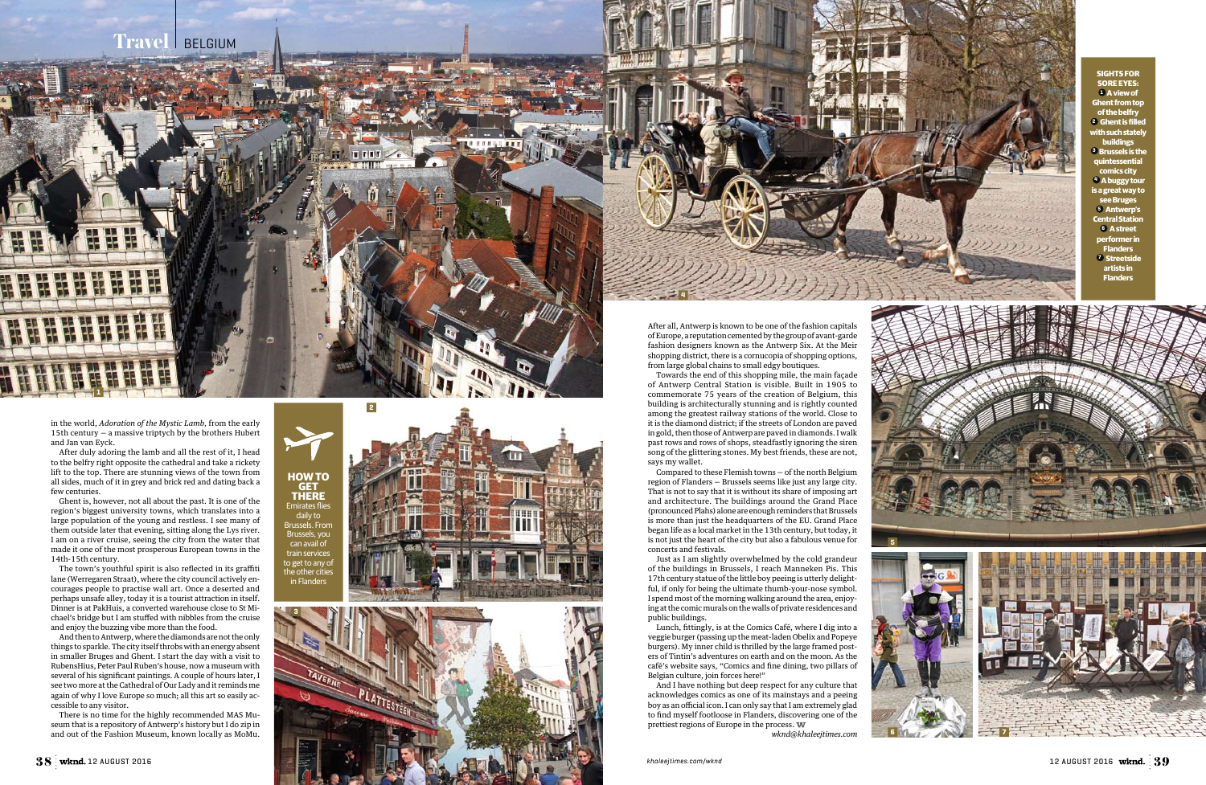in the world, *Adoration of the Mystic Lamb*, from the early 15th century — a massive triptych by the brothers Hubert and Jan van Eyck.

After duly adoring the lamb and all the rest of it, I head to the belfry right opposite the cathedral and take a rickety lift to the top. There are stunning views of the town from all sides, much of it in grey and brick red and dating back a few centuries.

Ghent is, however, not all about the past. It is one of the region's biggest university towns, which translates into a large population of the young and restless. I see many of them outside later that evening, sitting along the Lys river. I am on a river cruise, seeing the city from the water that made it one of the most prosperous European towns in the 14th-15th century.

The town's youthful spirit is also reflected in its graffiti lane (Werregaren Straat), where the city council actively encourages people to practise wall art. Once a deserted and perhaps unsafe alley, today it is a tourist attraction in itself. Dinner is at PakHuis, a converted warehouse close to St Michael's bridge but I am stuffed with nibbles from the cruise and enjoy the buzzing vibe more than the food.

And then to Antwerp, where the diamonds are not the only things to sparkle. The city itself throbs with an energy absent in smaller Bruges and Ghent. I start the day with a visit to RubensHius, Peter Paul Ruben's house, now a museum with several of his significant paintings. A couple of hours later, I see two more at the Cathedral of Our Lady and it reminds me again of why I love Europe so much; all this art so easily accessible to any visitor.

There is no time for the highly recommended MAS Museum that is a repository of Antwerp's history but I do zip in and out of the Fashion Museum, known locally as MoMu. After all, Antwerp is known to be one of the fashion capitals of Europe, a reputation cemented by the group of avant-garde fashion designers known as the Antwerp Six. At the Meir shopping district, there is a cornucopia of shopping options, from large global chains to small edgy boutiques.

Towards the end of this shopping mile, the main façade of Antwerp Central Station is visible. Built in 1905 to commemorate 75 years of the creation of Belgium, this building is architecturally stunning and is rightly counted among the greatest railway stations of the world. Close to it is the diamond district; if the streets of London are paved in gold, then those of Antwerp are paved in diamonds. I walk past rows and rows of shops, steadfastly ignoring the siren song of the glittering stones. My best friends, these are not, says my wallet.

Compared to these Flemish towns — of the north Belgium region of Flanders — Brussels seems like just any large city. That is not to say that it is without its share of imposing art and architecture. The buildings around the Grand Place (pronounced Plahs) alone are enough reminders that Brussels is more than just the headquarters of the EU. Grand Place began life as a local market in the 13th century, but today, it is not just the heart of the city but also a fabulous venue for concerts and festivals.

Just as I am slightly overwhelmed by the cold grandeur of the buildings in Brussels, I reach Manneken Pis. This 17th century statue of the little boy peeing is utterly delightful, if only for being the ultimate thumb-your-nose symbol. I spend most of the morning walking around the area, enjoying at the comic murals on the walls of private residences and public buildings.

Lunch, fittingly, is at the Comics Café, where I dig into a veggie burger (passing up the meat-laden Obelix and Popeye burgers). My inner child is thrilled by the large framed posters of Tintin's adventures on earth and on the moon. As the café's website says, "Comics and fine dining, two pillars of Belgian culture, join forces here!"

And I have nothing but deep respect for any culture that acknowledges comics as one of its mainstays and a peeing boy as an official icon. I can only say that I am extremely glad to find myself footloose in Flanders, discovering one of the prettiest regions of Europe in the process. **W**

*wknd@khaleejtimes.com*

**HOW TO GET THERE**

Emirates flies daily to Brussels. From Brussels, you can avail of train services to get to any of the other cities in Flanders

**SIGHTS FOR SORE EYES:** 1 A view of Ghent from top of the belfry 2 Ghent is filled with such stately buildings 3 Brussels is the quintessential comics city 4 A buggy tour is a great way to see Bruges 5 Antwerp's Central Station 6 A street performer in Flanders 7 Streetside artists in Flanders